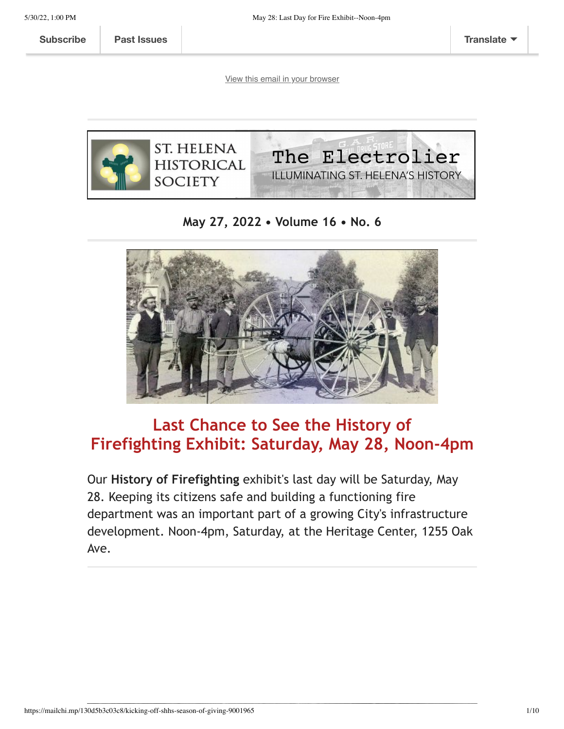Subscribe | Past Issues | Translate

View this email in your browser

ST. HELENA HISTORICAL SOCIETY

# The Electrolier

ILLUMINATING ST. HELENA'S HISTORY

**May 27, 2022 • Volume 16 • No. 6**

## Last Chance to See the History of Firefighting Exhibit: Saturday, May 28, Noon-4pm

Our **History of Firefighting** exhibit's last day will be Saturday, May 28. Keeping its citizens safe and building a functioning fire department was an important part of a growing City's infrastructure development. Noon-4pm, Saturday, at the Heritage Center, 1255 Oak Ave.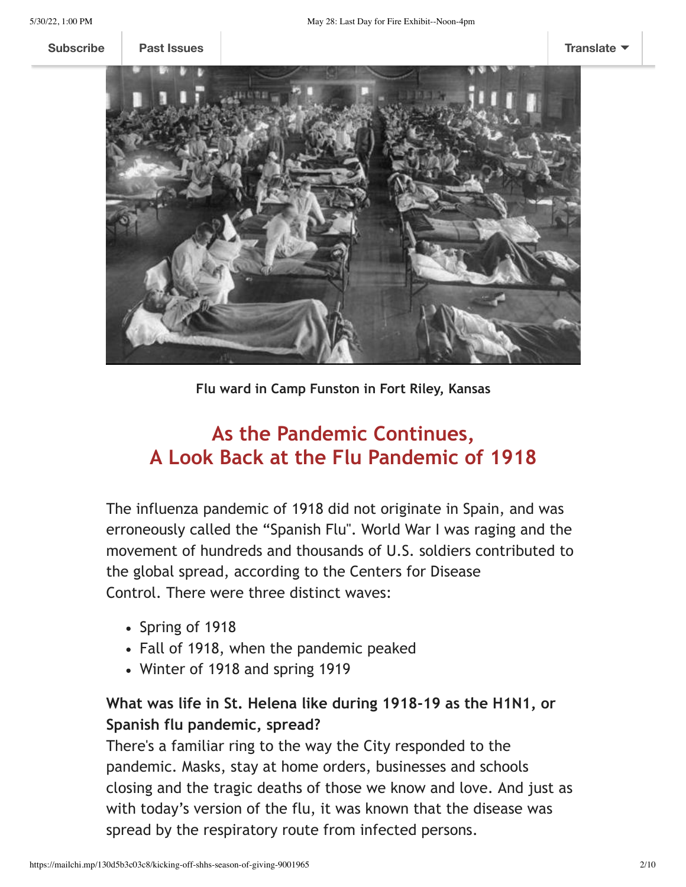Flu ward in Camp Funston in Fort Riley, Kansas

## As the Pandemic Continues, A Look Back at the Flu Pandemic of 1918

The influenza pandemic of 1918 did not originate in Spain, and was erroneously called the "Spanish Flu". World War I was raging and the movement of hundreds and thousands of U.S. soldiers contributed to the global spread, according to the Centers for Disease Control. There were three distinct waves:

- Spring of 1918
- Fall of 1918, when the pandemic peaked
- Winter of 1918 and spring 1919

**What was life in St. Helena like during 1918-19 as the H1N1, or Spanish flu pandemic, spread?**

There's a familiar ring to the way the City responded to the pandemic. Masks, stay at home orders, businesses and schools closing and the tragic deaths of those we know and love. And just as with today's version of the flu, it was known that the disease was spread by the respiratory route from infected persons.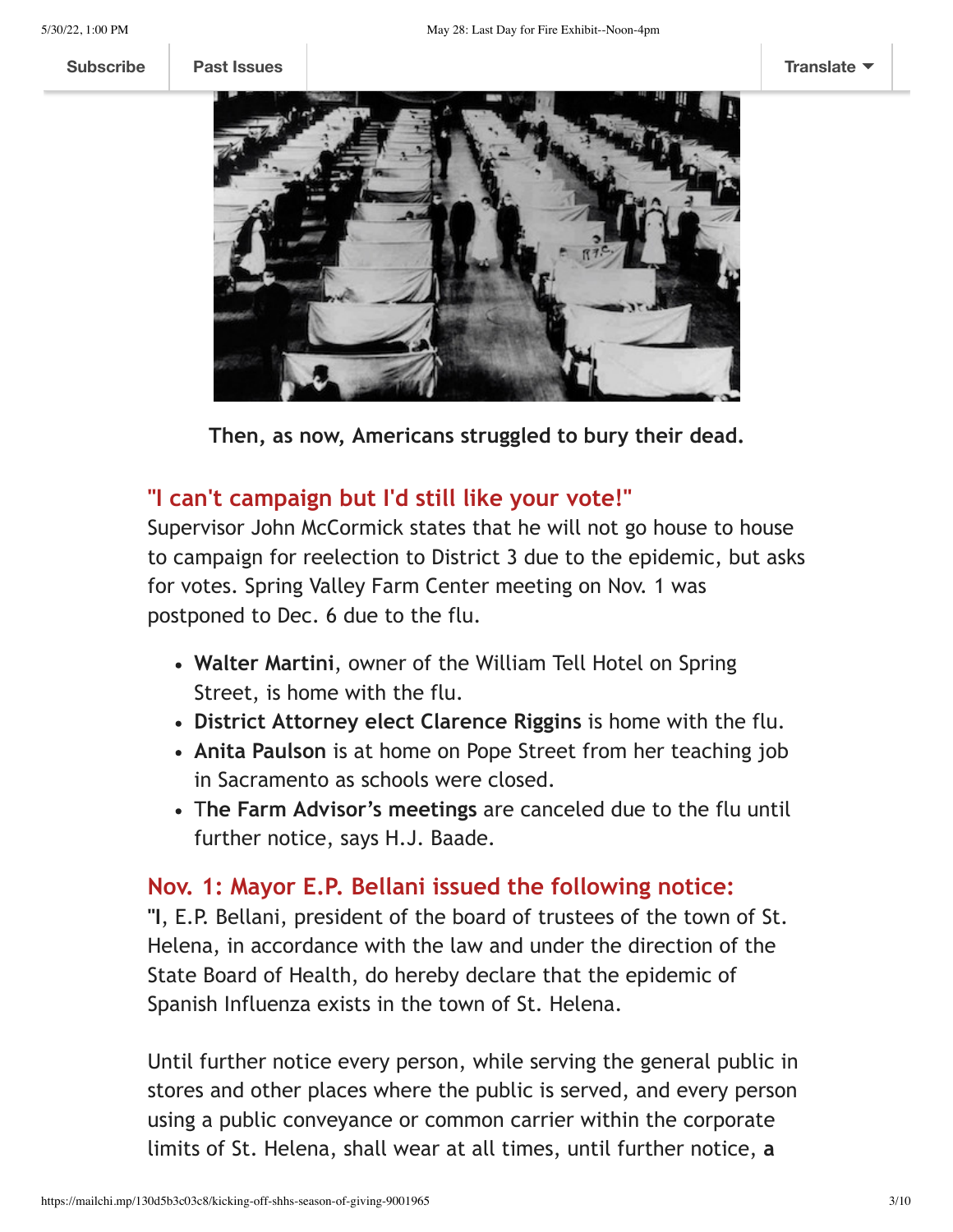Then, as now, Americans struggled to bury their dead.

## "I can't campaign but I'd still like your vote!"

Supervisor John McCormick states that he will not go house to house to campaign for reelection to District 3 due to the epidemic, but asks for votes. Spring Valley Farm Center meeting on Nov. 1 was postponed to Dec. 6 due to the flu.

- **Walter Martini**, owner of the William Tell Hotel on Spring Street, is home with the flu.
- **District Attorney elect Clarence Riggins** is home with the flu.
- **Anita Paulson** is at home on Pope Street from her teaching job in Sacramento as schools were closed.
- T**he Farm Advisor's meetings** are canceled due to the flu until further notice, says H.J. Baade.

## Nov. 1: Mayor E.P. Bellani issued the following notice:

**"I**, E.P. Bellani, president of the board of trustees of the town of St. Helena, in accordance with the law and under the direction of the State Board of Health, do hereby declare that the epidemic of Spanish Influenza exists in the town of St. Helena.

Until further notice every person, while serving the general public in stores and other places where the public is served, and every person using a public conveyance or common carrier within the corporate limits of St. Helena, shall wear at all times, until further notice, **a**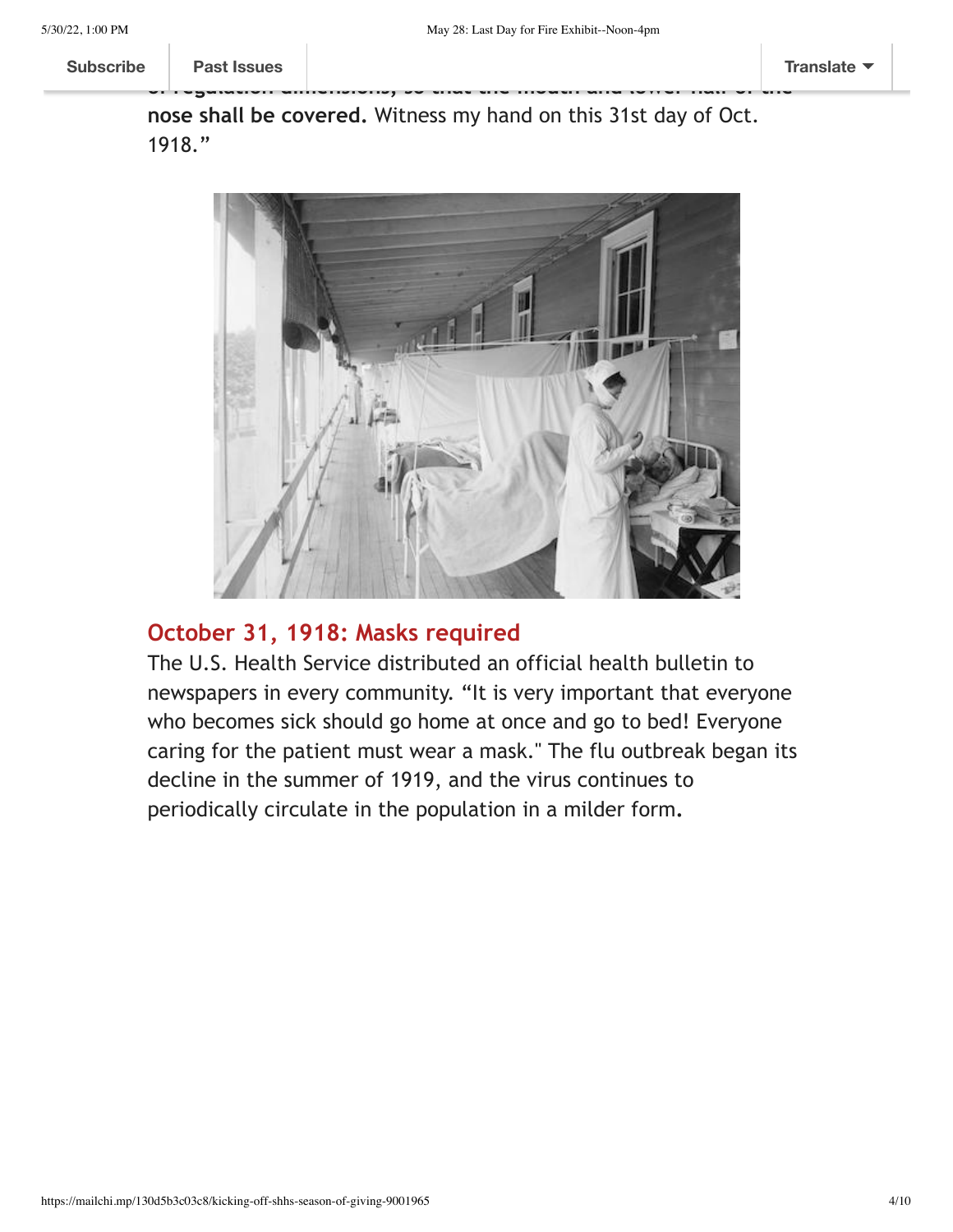of regulation dimensions, so that the mouth and lower half of the **nose shall be covered.** Witness my hand on this 31st day of Oct. 1918."

## October 31, 1918: Masks required

The U.S. Health Service distributed an official health bulletin to newspapers in every community. "It is very important that everyone who becomes sick should go home at once and go to bed! Everyone caring for the patient must wear a mask." The flu outbreak began its decline in the summer of 1919, and the virus continues to periodically circulate in the population in a milder form.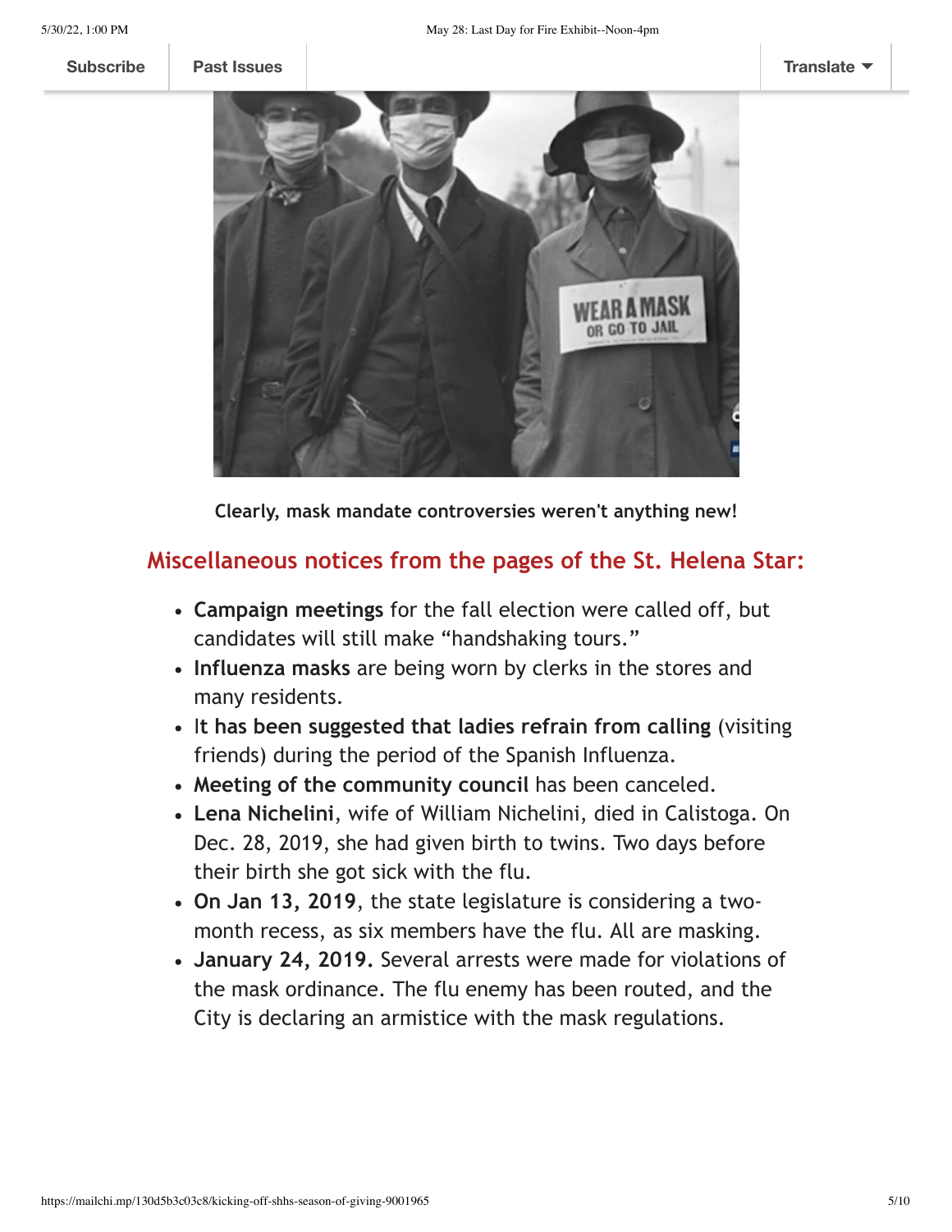Clearly, mask mandate controversies weren't anything new!

## Miscellaneous notices from the pages of the St. Helena Star:

- **Campaign meetings** for the fall election were called off, but candidates will still make "handshaking tours."
- **Influenza masks** are being worn by clerks in the stores and many residents.
- **It has been suggested that ladies refrain from calling** (visiting friends) during the period of the Spanish Influenza.
- **Meeting of the community council** has been canceled.
- **Lena Nichelini**, wife of William Nichelini, died in Calistoga. On Dec. 28, 2019, she had given birth to twins. Two days before their birth she got sick with the flu.
- **On Jan 13, 2019**, the state legislature is considering a two-month recess, as six members have the flu. All are masking.
- **January 24, 2019.** Several arrests were made for violations of the mask ordinance. The flu enemy has been routed, and the City is declaring an armistice with the mask regulations.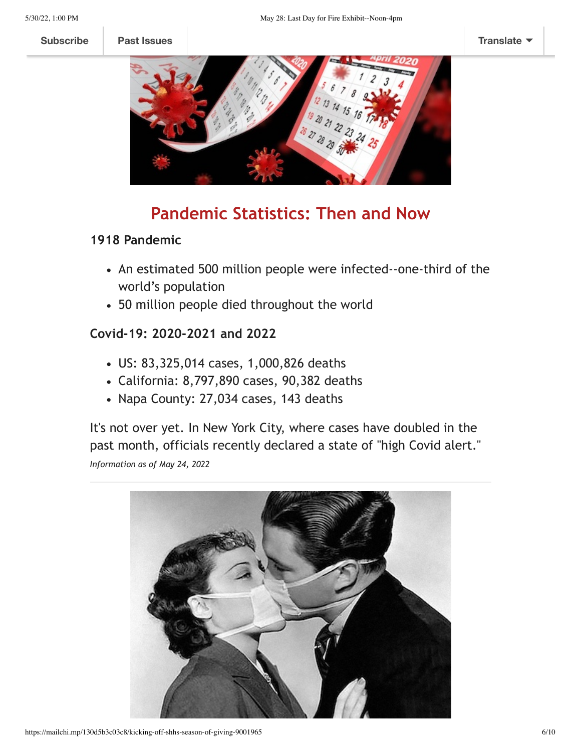## Pandemic Statistics: Then and Now

### 1918 Pandemic

- An estimated 500 million people were infected--one-third of the world's population
- 50 million people died throughout the world

### Covid-19: 2020-2021 and 2022

- US: 83,325,014 cases, 1,000,826 deaths
- California: 8,797,890 cases, 90,382 deaths
- Napa County: 27,034 cases, 143 deaths

It's not over yet. In New York City, where cases have doubled in the past month, officials recently declared a state of "high Covid alert."

*Information as of May 24, 2022*

---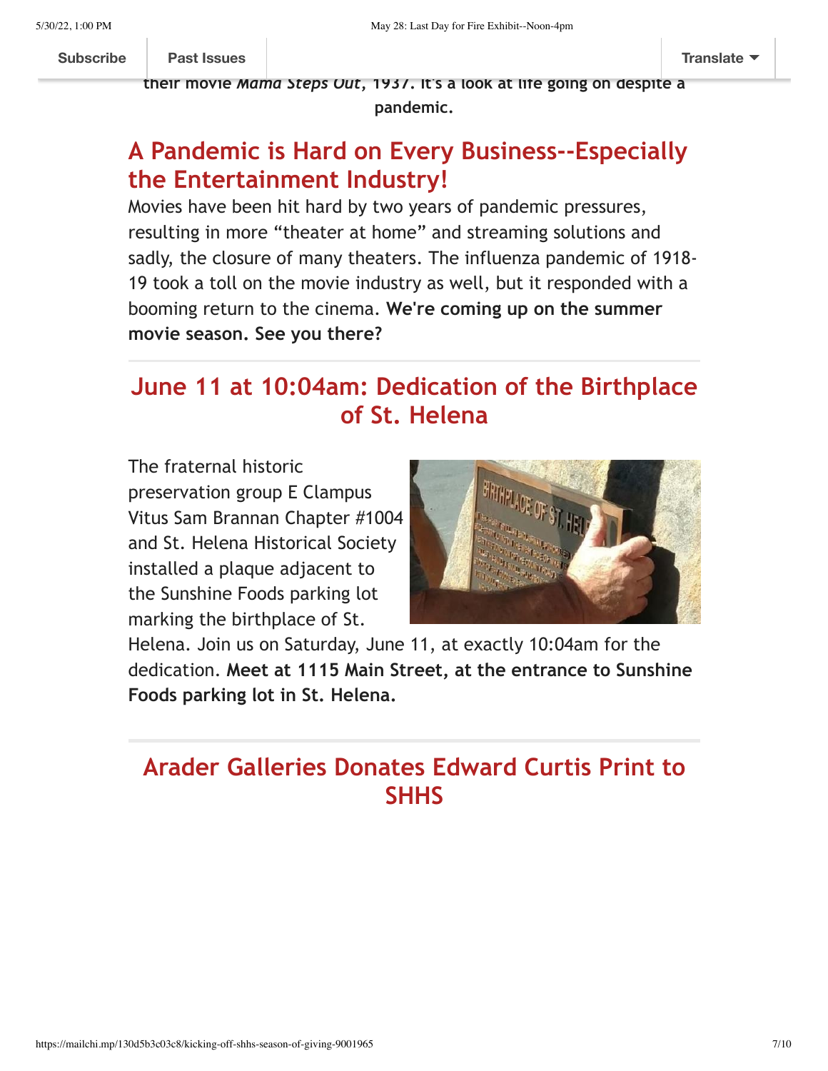**their movie *Mama Steps Out*, 1937. It's a look at life going on despite a pandemic.**

## A Pandemic is Hard on Every Business--Especially the Entertainment Industry!

Movies have been hit hard by two years of pandemic pressures, resulting in more "theater at home" and streaming solutions and sadly, the closure of many theaters. The influenza pandemic of 1918-19 took a toll on the movie industry as well, but it responded with a booming return to the cinema. **We're coming up on the summer movie season. See you there?**

---

## June 11 at 10:04am: Dedication of the Birthplace of St. Helena

The fraternal historic preservation group E Clampus Vitus Sam Brannan Chapter #1004 and St. Helena Historical Society installed a plaque adjacent to the Sunshine Foods parking lot marking the birthplace of St. Helena. Join us on Saturday, June 11, at exactly 10:04am for the dedication. **Meet at 1115 Main Street, at the entrance to Sunshine Foods parking lot in St. Helena.**

---

## Arader Galleries Donates Edward Curtis Print to SHHS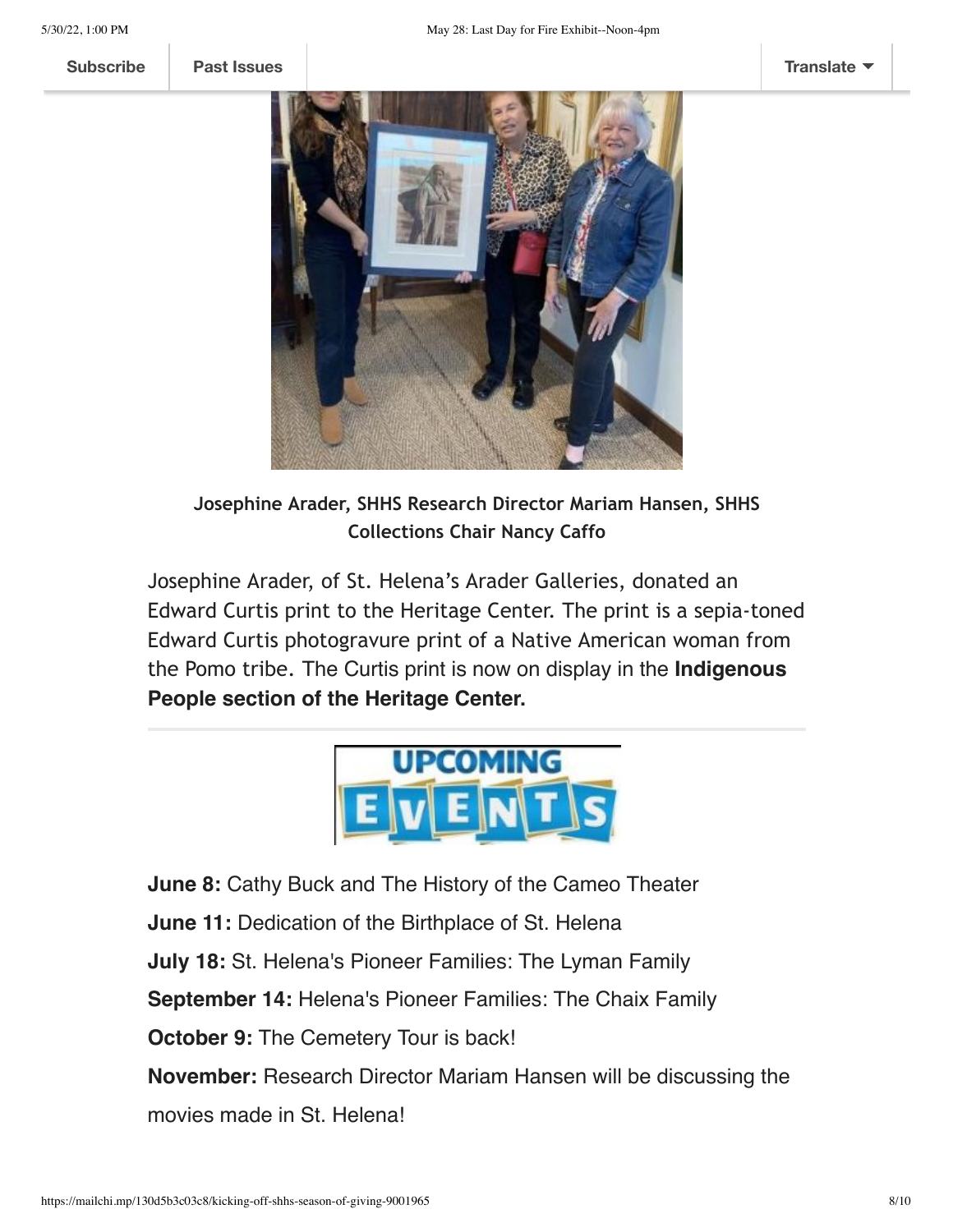**Josephine Arader, SHHS Research Director Mariam Hansen, SHHS Collections Chair Nancy Caffo**

Josephine Arader, of St. Helena's Arader Galleries, donated an Edward Curtis print to the Heritage Center. The print is a sepia-toned Edward Curtis photogravure print of a Native American woman from the Pomo tribe. The Curtis print is now on display in the **Indigenous People section of the Heritage Center.**

---

**June 8:** Cathy Buck and The History of the Cameo Theater

**June 11:** Dedication of the Birthplace of St. Helena

**July 18:** St. Helena's Pioneer Families: The Lyman Family

**September 14:** Helena's Pioneer Families: The Chaix Family

**October 9:** The Cemetery Tour is back!

**November:** Research Director Mariam Hansen will be discussing the movies made in St. Helena!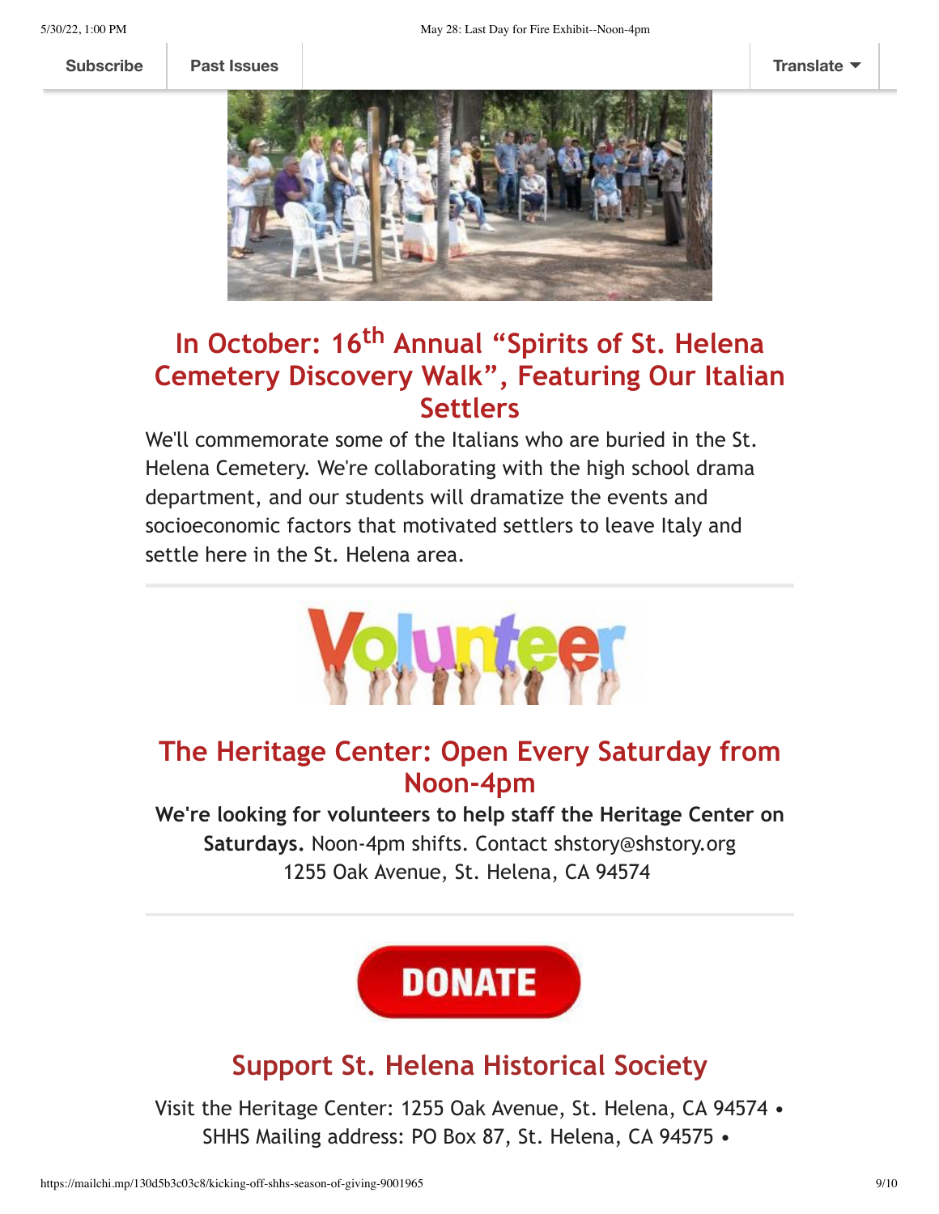Subscribe | Past Issues | Translate

## In October: 16th Annual “Spirits of St. Helena Cemetery Discovery Walk”, Featuring Our Italian Settlers

We'll commemorate some of the Italians who are buried in the St. Helena Cemetery. We're collaborating with the high school drama department, and our students will dramatize the events and socioeconomic factors that motivated settlers to leave Italy and settle here in the St. Helena area.

---

## The Heritage Center: Open Every Saturday from Noon-4pm

**We're looking for volunteers to help staff the Heritage Center on Saturdays.** Noon-4pm shifts. Contact shstory@shstory.org
1255 Oak Avenue, St. Helena, CA 94574

---

DONATE

## Support St. Helena Historical Society

Visit the Heritage Center: 1255 Oak Avenue, St. Helena, CA 94574 •
SHHS Mailing address: PO Box 87, St. Helena, CA 94575 •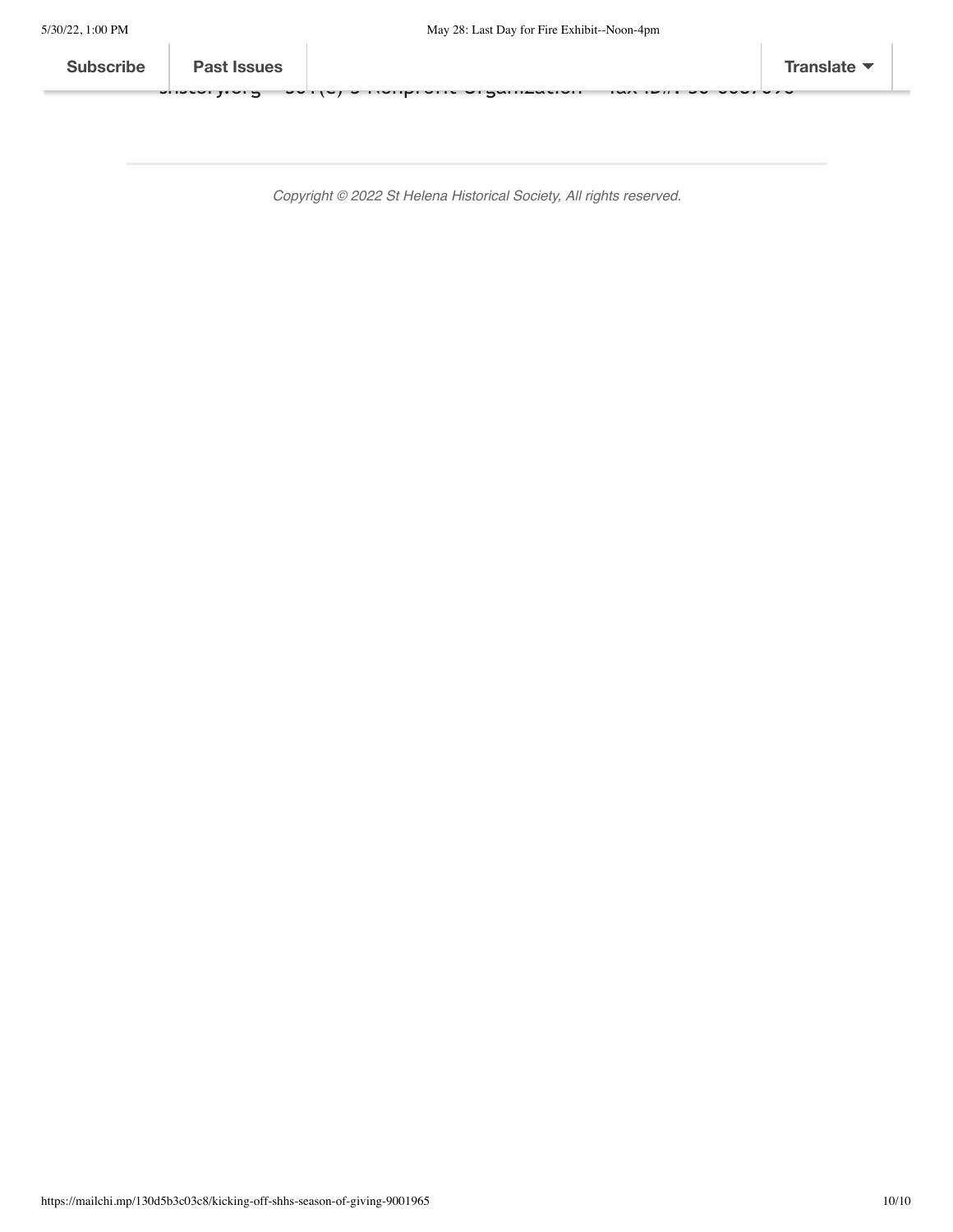shstory.org • 501(c) 3 Nonprofit Organization • Tax ID#: 56-6037096

---

*Copyright © 2022 St Helena Historical Society, All rights reserved.*